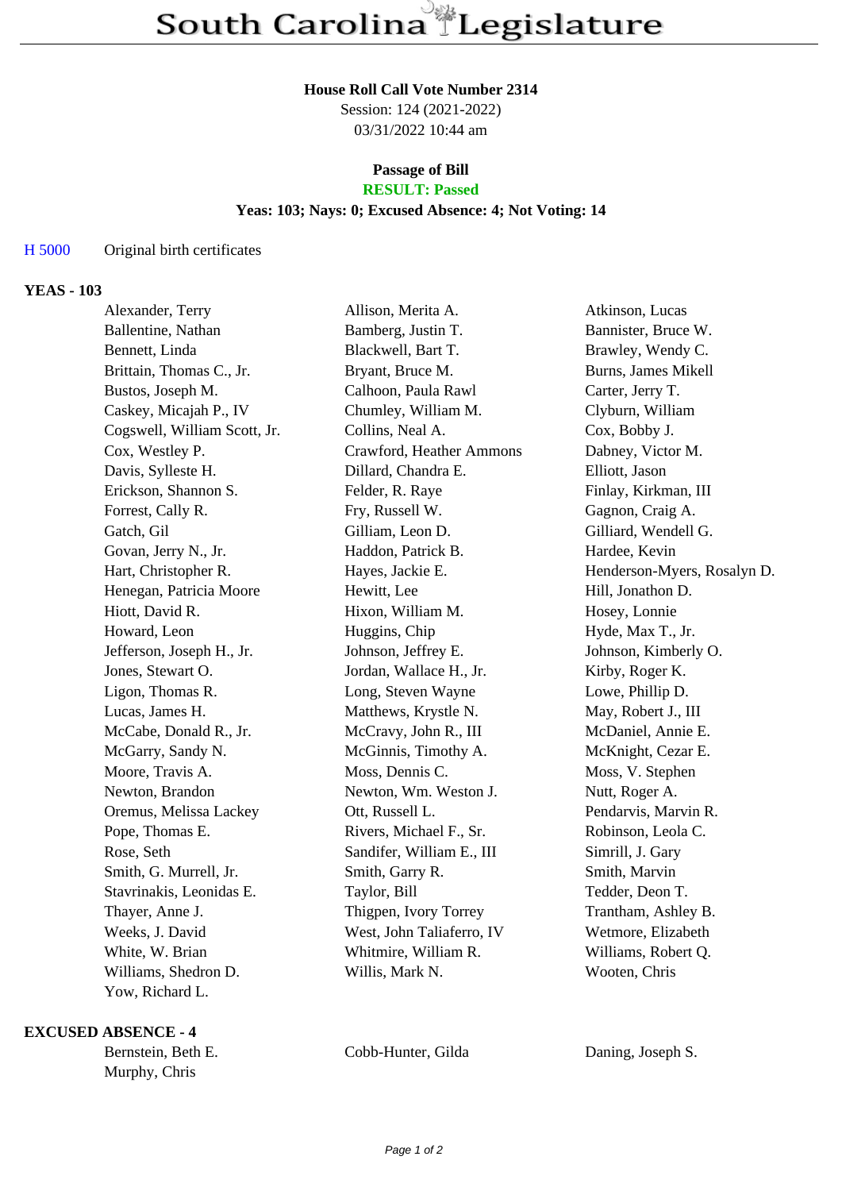# South Carolina Legislature

**House Roll Call Vote Number 2314**
Session: 124 (2021-2022)
03/31/2022 10:44 am

**Passage of Bill**
**RESULT: Passed**
**Yeas: 103; Nays: 0; Excused Absence: 4; Not Voting: 14**

H 5000 Original birth certificates

## YEAS - 103

| | | |
|---|---|---|
| Alexander, Terry | Allison, Merita A. | Atkinson, Lucas |
| Ballentine, Nathan | Bamberg, Justin T. | Bannister, Bruce W. |
| Bennett, Linda | Blackwell, Bart T. | Brawley, Wendy C. |
| Brittain, Thomas C., Jr. | Bryant, Bruce M. | Burns, James Mikell |
| Bustos, Joseph M. | Calhoon, Paula Rawl | Carter, Jerry T. |
| Caskey, Micajah P., IV | Chumley, William M. | Clyburn, William |
| Cogswell, William Scott, Jr. | Collins, Neal A. | Cox, Bobby J. |
| Cox, Westley P. | Crawford, Heather Ammons | Dabney, Victor M. |
| Davis, Sylleste H. | Dillard, Chandra E. | Elliott, Jason |
| Erickson, Shannon S. | Felder, R. Raye | Finlay, Kirkman, III |
| Forrest, Cally R. | Fry, Russell W. | Gagnon, Craig A. |
| Gatch, Gil | Gilliam, Leon D. | Gilliard, Wendell G. |
| Govan, Jerry N., Jr. | Haddon, Patrick B. | Hardee, Kevin |
| Hart, Christopher R. | Hayes, Jackie E. | Henderson-Myers, Rosalyn D. |
| Henegan, Patricia Moore | Hewitt, Lee | Hill, Jonathon D. |
| Hiott, David R. | Hixon, William M. | Hosey, Lonnie |
| Howard, Leon | Huggins, Chip | Hyde, Max T., Jr. |
| Jefferson, Joseph H., Jr. | Johnson, Jeffrey E. | Johnson, Kimberly O. |
| Jones, Stewart O. | Jordan, Wallace H., Jr. | Kirby, Roger K. |
| Ligon, Thomas R. | Long, Steven Wayne | Lowe, Phillip D. |
| Lucas, James H. | Matthews, Krystle N. | May, Robert J., III |
| McCabe, Donald R., Jr. | McCravy, John R., III | McDaniel, Annie E. |
| McGarry, Sandy N. | McGinnis, Timothy A. | McKnight, Cezar E. |
| Moore, Travis A. | Moss, Dennis C. | Moss, V. Stephen |
| Newton, Brandon | Newton, Wm. Weston J. | Nutt, Roger A. |
| Oremus, Melissa Lackey | Ott, Russell L. | Pendarvis, Marvin R. |
| Pope, Thomas E. | Rivers, Michael F., Sr. | Robinson, Leola C. |
| Rose, Seth | Sandifer, William E., III | Simrill, J. Gary |
| Smith, G. Murrell, Jr. | Smith, Garry R. | Smith, Marvin |
| Stavrinakis, Leonidas E. | Taylor, Bill | Tedder, Deon T. |
| Thayer, Anne J. | Thigpen, Ivory Torrey | Trantham, Ashley B. |
| Weeks, J. David | West, John Taliaferro, IV | Wetmore, Elizabeth |
| White, W. Brian | Whitmire, William R. | Williams, Robert Q. |
| Williams, Shedron D. | Willis, Mark N. | Wooten, Chris |
| Yow, Richard L. | | |

## EXCUSED ABSENCE - 4

| | | |
|---|---|---|
| Bernstein, Beth E. | Cobb-Hunter, Gilda | Daning, Joseph S. |
| Murphy, Chris | | |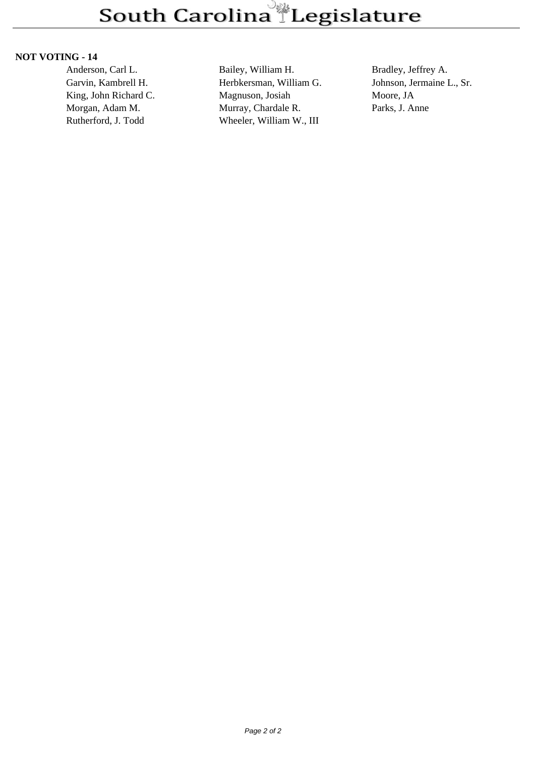**NOT VOTING - 14**

| | | |
|---|---|---|
| Anderson, Carl L. | Bailey, William H. | Bradley, Jeffrey A. |
| Garvin, Kambrell H. | Herbkersman, William G. | Johnson, Jermaine L., Sr. |
| King, John Richard C. | Magnuson, Josiah | Moore, JA |
| Morgan, Adam M. | Murray, Chardale R. | Parks, J. Anne |
| Rutherford, J. Todd | Wheeler, William W., III | |